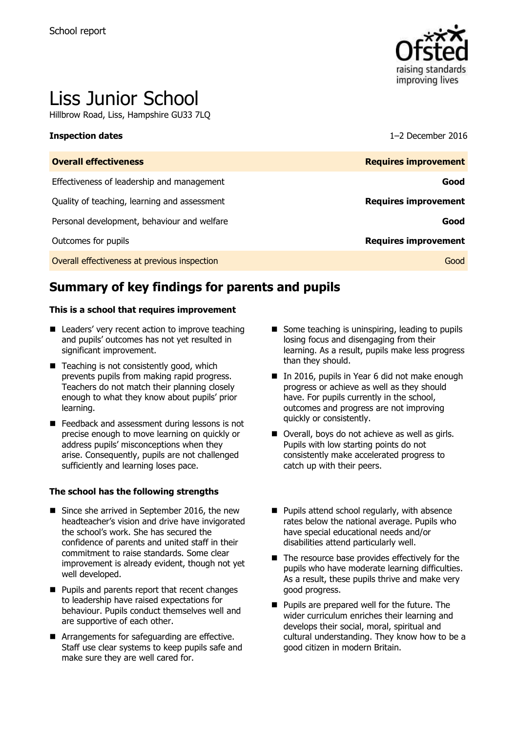School report

# Liss Junior School

Hillbrow Road, Liss, Hampshire GU33 7LQ

**Inspection dates** 1–2 December 2016

| **Overall effectiveness** | **Requires improvement** |
|---|---|
| Effectiveness of leadership and management | **Good** |
| Quality of teaching, learning and assessment | **Requires improvement** |
| Personal development, behaviour and welfare | **Good** |
| Outcomes for pupils | **Requires improvement** |
| Overall effectiveness at previous inspection | Good |

## Summary of key findings for parents and pupils

**This is a school that requires improvement**

- Leaders' very recent action to improve teaching and pupils' outcomes has not yet resulted in significant improvement.
- Teaching is not consistently good, which prevents pupils from making rapid progress. Teachers do not match their planning closely enough to what they know about pupils' prior learning.
- Feedback and assessment during lessons is not precise enough to move learning on quickly or address pupils' misconceptions when they arise. Consequently, pupils are not challenged sufficiently and learning loses pace.
- Some teaching is uninspiring, leading to pupils losing focus and disengaging from their learning. As a result, pupils make less progress than they should.
- In 2016, pupils in Year 6 did not make enough progress or achieve as well as they should have. For pupils currently in the school, outcomes and progress are not improving quickly or consistently.
- Overall, boys do not achieve as well as girls. Pupils with low starting points do not consistently make accelerated progress to catch up with their peers.

**The school has the following strengths**

- Since she arrived in September 2016, the new headteacher's vision and drive have invigorated the school's work. She has secured the confidence of parents and united staff in their commitment to raise standards. Some clear improvement is already evident, though not yet well developed.
- Pupils and parents report that recent changes to leadership have raised expectations for behaviour. Pupils conduct themselves well and are supportive of each other.
- Arrangements for safeguarding are effective. Staff use clear systems to keep pupils safe and make sure they are well cared for.
- Pupils attend school regularly, with absence rates below the national average. Pupils who have special educational needs and/or disabilities attend particularly well.
- The resource base provides effectively for the pupils who have moderate learning difficulties. As a result, these pupils thrive and make very good progress.
- Pupils are prepared well for the future. The wider curriculum enriches their learning and develops their social, moral, spiritual and cultural understanding. They know how to be a good citizen in modern Britain.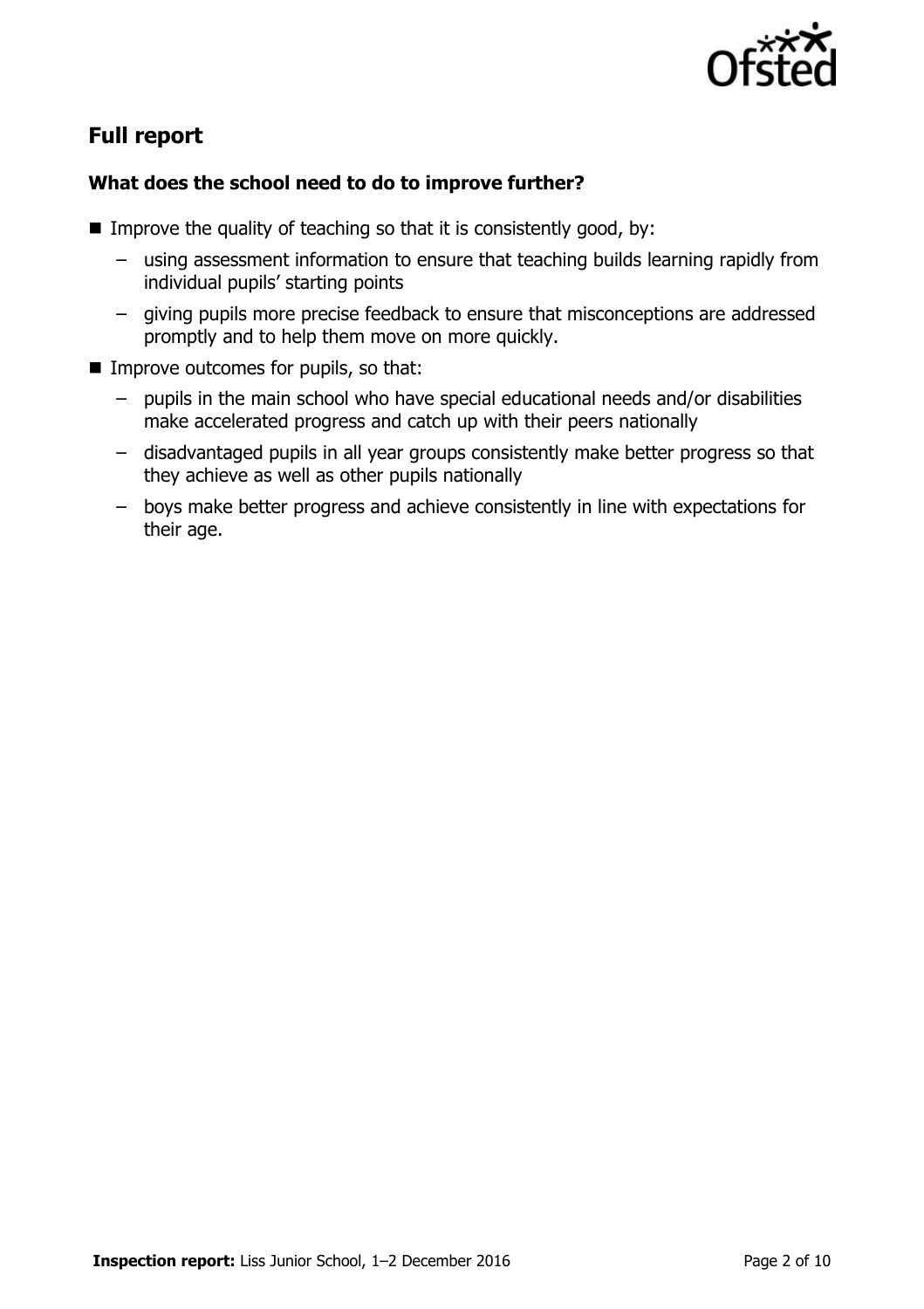## Full report

### What does the school need to do to improve further?

- Improve the quality of teaching so that it is consistently good, by:
  - using assessment information to ensure that teaching builds learning rapidly from individual pupils' starting points
  - giving pupils more precise feedback to ensure that misconceptions are addressed promptly and to help them move on more quickly.
- Improve outcomes for pupils, so that:
  - pupils in the main school who have special educational needs and/or disabilities make accelerated progress and catch up with their peers nationally
  - disadvantaged pupils in all year groups consistently make better progress so that they achieve as well as other pupils nationally
  - boys make better progress and achieve consistently in line with expectations for their age.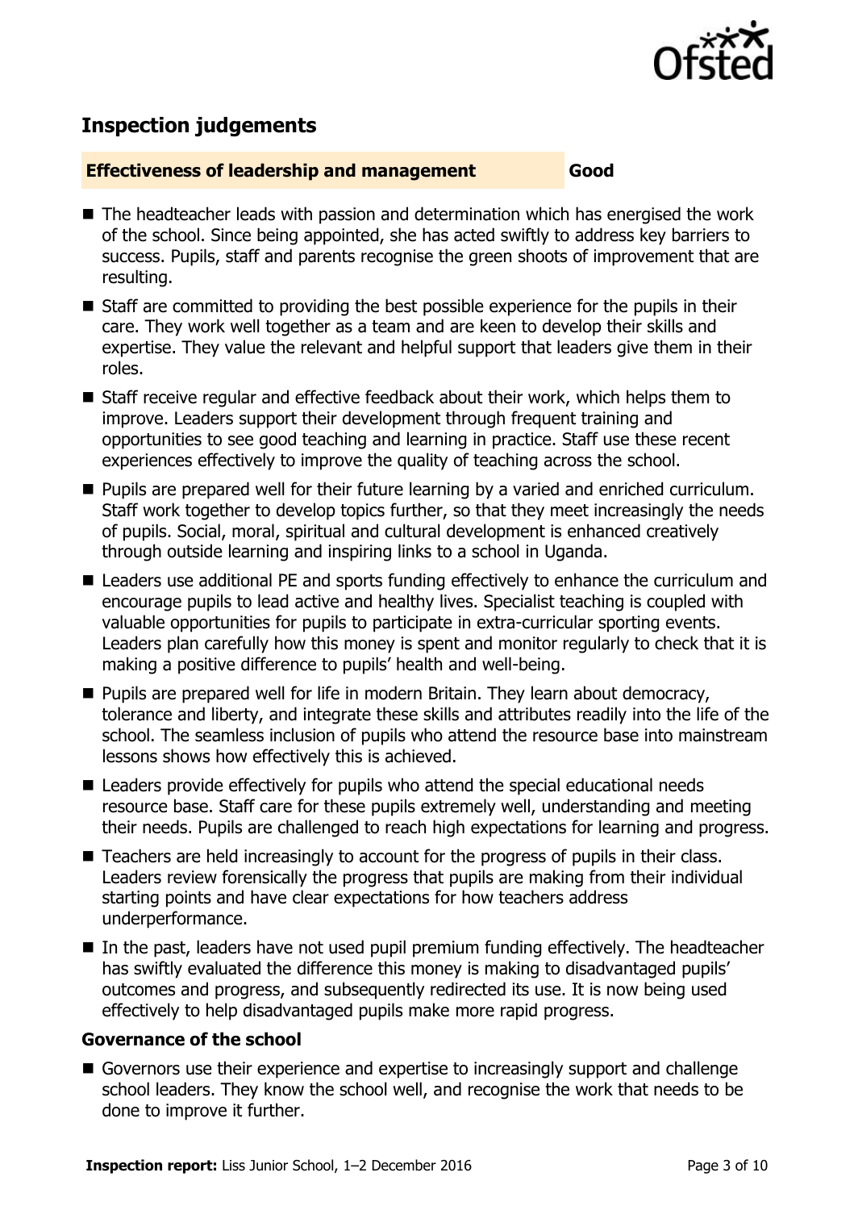## Inspection judgements

| **Effectiveness of leadership and management** | **Good** |
| --- | --- |

- The headteacher leads with passion and determination which has energised the work of the school. Since being appointed, she has acted swiftly to address key barriers to success. Pupils, staff and parents recognise the green shoots of improvement that are resulting.
- Staff are committed to providing the best possible experience for the pupils in their care. They work well together as a team and are keen to develop their skills and expertise. They value the relevant and helpful support that leaders give them in their roles.
- Staff receive regular and effective feedback about their work, which helps them to improve. Leaders support their development through frequent training and opportunities to see good teaching and learning in practice. Staff use these recent experiences effectively to improve the quality of teaching across the school.
- Pupils are prepared well for their future learning by a varied and enriched curriculum. Staff work together to develop topics further, so that they meet increasingly the needs of pupils. Social, moral, spiritual and cultural development is enhanced creatively through outside learning and inspiring links to a school in Uganda.
- Leaders use additional PE and sports funding effectively to enhance the curriculum and encourage pupils to lead active and healthy lives. Specialist teaching is coupled with valuable opportunities for pupils to participate in extra-curricular sporting events. Leaders plan carefully how this money is spent and monitor regularly to check that it is making a positive difference to pupils' health and well-being.
- Pupils are prepared well for life in modern Britain. They learn about democracy, tolerance and liberty, and integrate these skills and attributes readily into the life of the school. The seamless inclusion of pupils who attend the resource base into mainstream lessons shows how effectively this is achieved.
- Leaders provide effectively for pupils who attend the special educational needs resource base. Staff care for these pupils extremely well, understanding and meeting their needs. Pupils are challenged to reach high expectations for learning and progress.
- Teachers are held increasingly to account for the progress of pupils in their class. Leaders review forensically the progress that pupils are making from their individual starting points and have clear expectations for how teachers address underperformance.
- In the past, leaders have not used pupil premium funding effectively. The headteacher has swiftly evaluated the difference this money is making to disadvantaged pupils' outcomes and progress, and subsequently redirected its use. It is now being used effectively to help disadvantaged pupils make more rapid progress.

### Governance of the school

- Governors use their experience and expertise to increasingly support and challenge school leaders. They know the school well, and recognise the work that needs to be done to improve it further.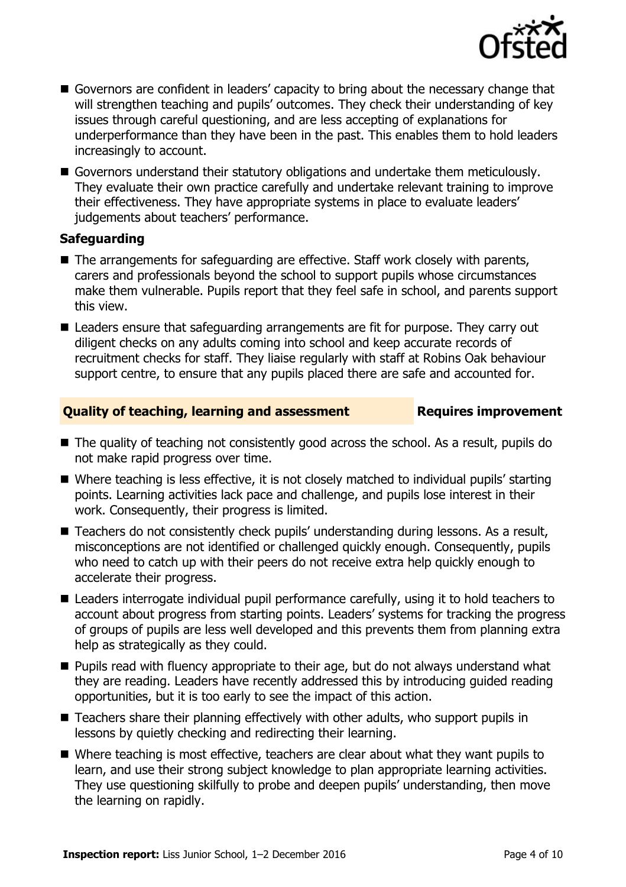- Governors are confident in leaders' capacity to bring about the necessary change that will strengthen teaching and pupils' outcomes. They check their understanding of key issues through careful questioning, and are less accepting of explanations for underperformance than they have been in the past. This enables them to hold leaders increasingly to account.
- Governors understand their statutory obligations and undertake them meticulously. They evaluate their own practice carefully and undertake relevant training to improve their effectiveness. They have appropriate systems in place to evaluate leaders' judgements about teachers' performance.

### Safeguarding

- The arrangements for safeguarding are effective. Staff work closely with parents, carers and professionals beyond the school to support pupils whose circumstances make them vulnerable. Pupils report that they feel safe in school, and parents support this view.
- Leaders ensure that safeguarding arrangements are fit for purpose. They carry out diligent checks on any adults coming into school and keep accurate records of recruitment checks for staff. They liaise regularly with staff at Robins Oak behaviour support centre, to ensure that any pupils placed there are safe and accounted for.

## Quality of teaching, learning and assessment — Requires improvement

- The quality of teaching not consistently good across the school. As a result, pupils do not make rapid progress over time.
- Where teaching is less effective, it is not closely matched to individual pupils' starting points. Learning activities lack pace and challenge, and pupils lose interest in their work. Consequently, their progress is limited.
- Teachers do not consistently check pupils' understanding during lessons. As a result, misconceptions are not identified or challenged quickly enough. Consequently, pupils who need to catch up with their peers do not receive extra help quickly enough to accelerate their progress.
- Leaders interrogate individual pupil performance carefully, using it to hold teachers to account about progress from starting points. Leaders' systems for tracking the progress of groups of pupils are less well developed and this prevents them from planning extra help as strategically as they could.
- Pupils read with fluency appropriate to their age, but do not always understand what they are reading. Leaders have recently addressed this by introducing guided reading opportunities, but it is too early to see the impact of this action.
- Teachers share their planning effectively with other adults, who support pupils in lessons by quietly checking and redirecting their learning.
- Where teaching is most effective, teachers are clear about what they want pupils to learn, and use their strong subject knowledge to plan appropriate learning activities. They use questioning skilfully to probe and deepen pupils' understanding, then move the learning on rapidly.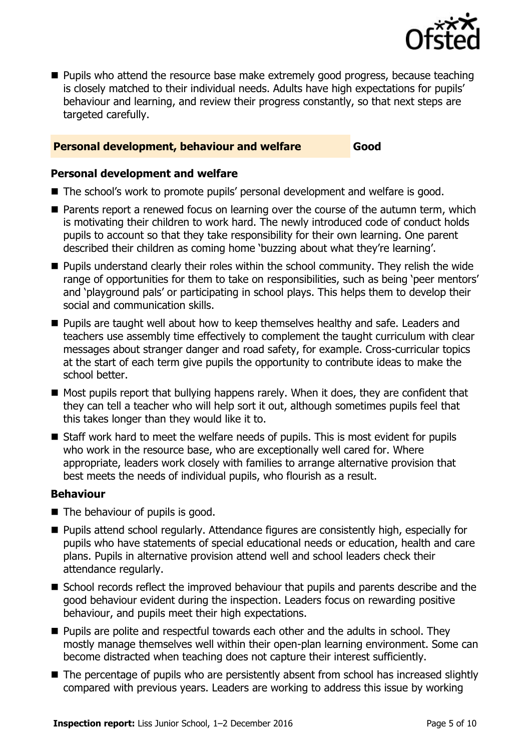- Pupils who attend the resource base make extremely good progress, because teaching is closely matched to their individual needs. Adults have high expectations for pupils' behaviour and learning, and review their progress constantly, so that next steps are targeted carefully.

## Personal development, behaviour and welfare — Good

### Personal development and welfare

- The school's work to promote pupils' personal development and welfare is good.
- Parents report a renewed focus on learning over the course of the autumn term, which is motivating their children to work hard. The newly introduced code of conduct holds pupils to account so that they take responsibility for their own learning. One parent described their children as coming home 'buzzing about what they're learning'.
- Pupils understand clearly their roles within the school community. They relish the wide range of opportunities for them to take on responsibilities, such as being 'peer mentors' and 'playground pals' or participating in school plays. This helps them to develop their social and communication skills.
- Pupils are taught well about how to keep themselves healthy and safe. Leaders and teachers use assembly time effectively to complement the taught curriculum with clear messages about stranger danger and road safety, for example. Cross-curricular topics at the start of each term give pupils the opportunity to contribute ideas to make the school better.
- Most pupils report that bullying happens rarely. When it does, they are confident that they can tell a teacher who will help sort it out, although sometimes pupils feel that this takes longer than they would like it to.
- Staff work hard to meet the welfare needs of pupils. This is most evident for pupils who work in the resource base, who are exceptionally well cared for. Where appropriate, leaders work closely with families to arrange alternative provision that best meets the needs of individual pupils, who flourish as a result.

### Behaviour

- The behaviour of pupils is good.
- Pupils attend school regularly. Attendance figures are consistently high, especially for pupils who have statements of special educational needs or education, health and care plans. Pupils in alternative provision attend well and school leaders check their attendance regularly.
- School records reflect the improved behaviour that pupils and parents describe and the good behaviour evident during the inspection. Leaders focus on rewarding positive behaviour, and pupils meet their high expectations.
- Pupils are polite and respectful towards each other and the adults in school. They mostly manage themselves well within their open-plan learning environment. Some can become distracted when teaching does not capture their interest sufficiently.
- The percentage of pupils who are persistently absent from school has increased slightly compared with previous years. Leaders are working to address this issue by working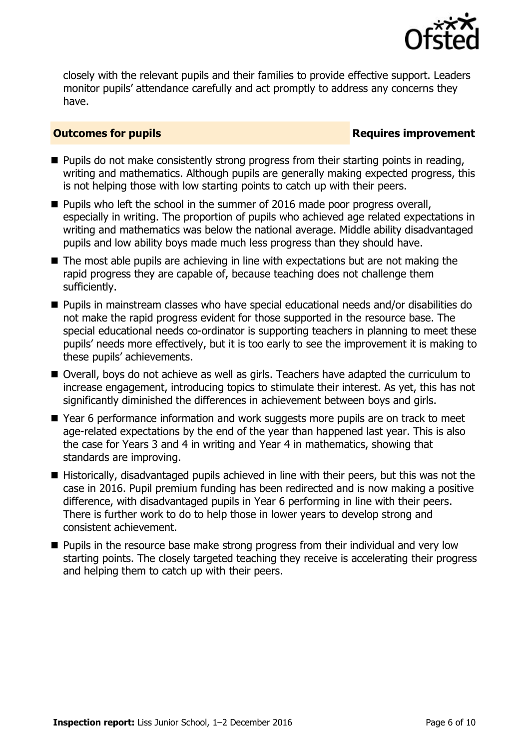closely with the relevant pupils and their families to provide effective support. Leaders monitor pupils' attendance carefully and act promptly to address any concerns they have.

## Outcomes for pupils — Requires improvement

- Pupils do not make consistently strong progress from their starting points in reading, writing and mathematics. Although pupils are generally making expected progress, this is not helping those with low starting points to catch up with their peers.
- Pupils who left the school in the summer of 2016 made poor progress overall, especially in writing. The proportion of pupils who achieved age related expectations in writing and mathematics was below the national average. Middle ability disadvantaged pupils and low ability boys made much less progress than they should have.
- The most able pupils are achieving in line with expectations but are not making the rapid progress they are capable of, because teaching does not challenge them sufficiently.
- Pupils in mainstream classes who have special educational needs and/or disabilities do not make the rapid progress evident for those supported in the resource base. The special educational needs co-ordinator is supporting teachers in planning to meet these pupils' needs more effectively, but it is too early to see the improvement it is making to these pupils' achievements.
- Overall, boys do not achieve as well as girls. Teachers have adapted the curriculum to increase engagement, introducing topics to stimulate their interest. As yet, this has not significantly diminished the differences in achievement between boys and girls.
- Year 6 performance information and work suggests more pupils are on track to meet age-related expectations by the end of the year than happened last year. This is also the case for Years 3 and 4 in writing and Year 4 in mathematics, showing that standards are improving.
- Historically, disadvantaged pupils achieved in line with their peers, but this was not the case in 2016. Pupil premium funding has been redirected and is now making a positive difference, with disadvantaged pupils in Year 6 performing in line with their peers. There is further work to do to help those in lower years to develop strong and consistent achievement.
- Pupils in the resource base make strong progress from their individual and very low starting points. The closely targeted teaching they receive is accelerating their progress and helping them to catch up with their peers.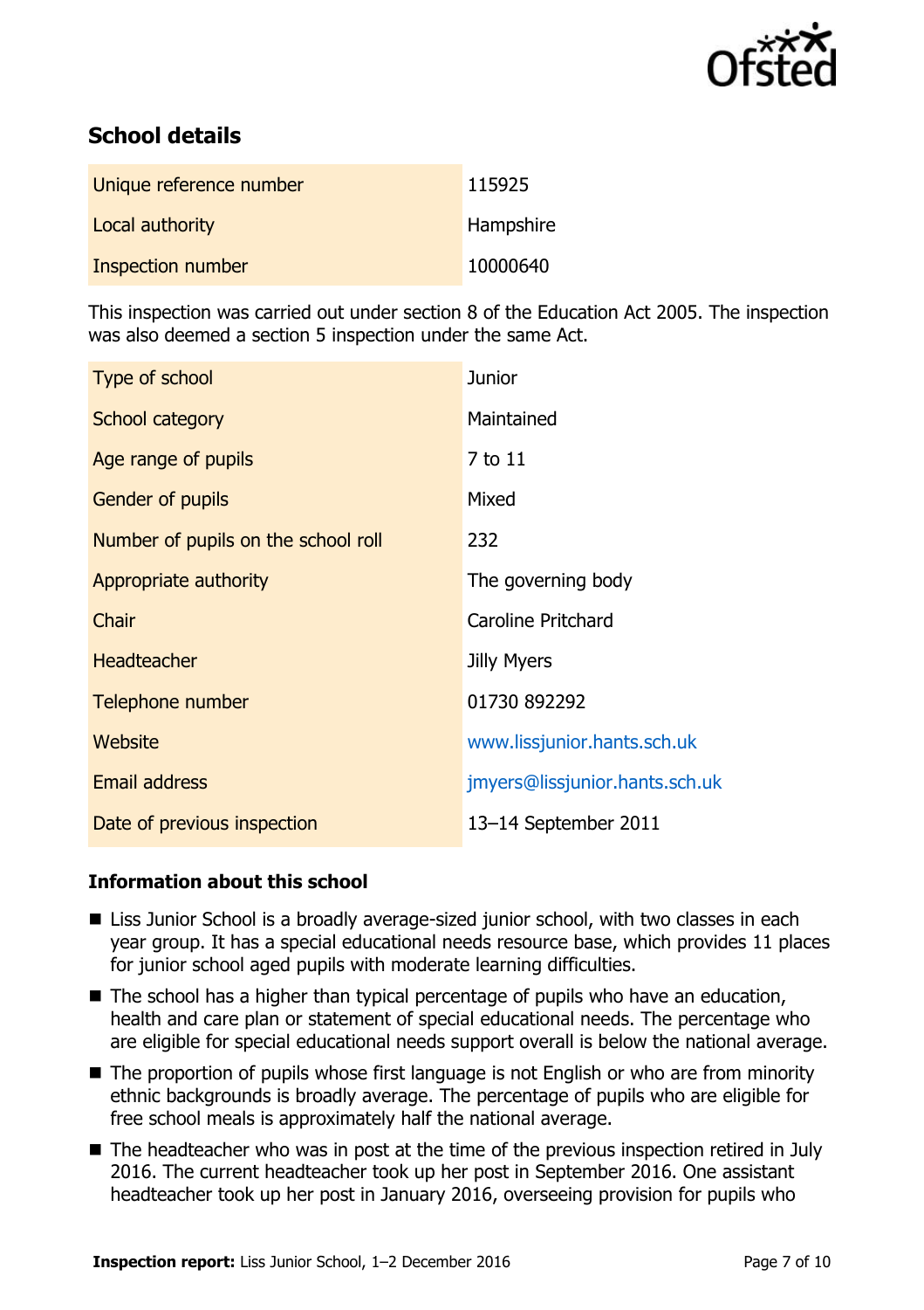## School details

| | |
|---|---|
| Unique reference number | 115925 |
| Local authority | Hampshire |
| Inspection number | 10000640 |

This inspection was carried out under section 8 of the Education Act 2005. The inspection was also deemed a section 5 inspection under the same Act.

| | |
|---|---|
| Type of school | Junior |
| School category | Maintained |
| Age range of pupils | 7 to 11 |
| Gender of pupils | Mixed |
| Number of pupils on the school roll | 232 |
| Appropriate authority | The governing body |
| Chair | Caroline Pritchard |
| Headteacher | Jilly Myers |
| Telephone number | 01730 892292 |
| Website | www.lissjunior.hants.sch.uk |
| Email address | jmyers@lissjunior.hants.sch.uk |
| Date of previous inspection | 13–14 September 2011 |

### Information about this school

- Liss Junior School is a broadly average-sized junior school, with two classes in each year group. It has a special educational needs resource base, which provides 11 places for junior school aged pupils with moderate learning difficulties.
- The school has a higher than typical percentage of pupils who have an education, health and care plan or statement of special educational needs. The percentage who are eligible for special educational needs support overall is below the national average.
- The proportion of pupils whose first language is not English or who are from minority ethnic backgrounds is broadly average. The percentage of pupils who are eligible for free school meals is approximately half the national average.
- The headteacher who was in post at the time of the previous inspection retired in July 2016. The current headteacher took up her post in September 2016. One assistant headteacher took up her post in January 2016, overseeing provision for pupils who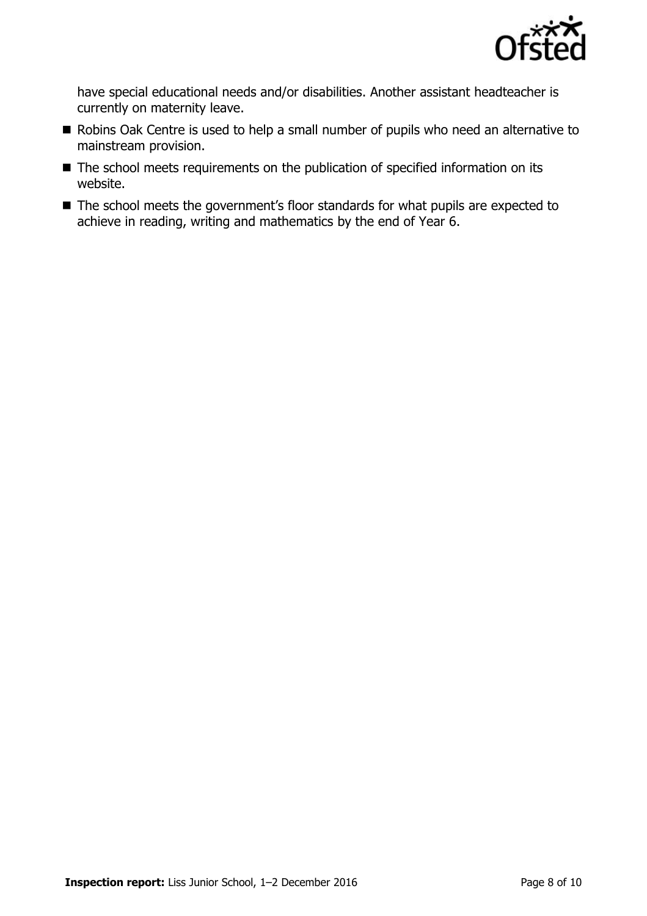have special educational needs and/or disabilities. Another assistant headteacher is currently on maternity leave.

- Robins Oak Centre is used to help a small number of pupils who need an alternative to mainstream provision.
- The school meets requirements on the publication of specified information on its website.
- The school meets the government's floor standards for what pupils are expected to achieve in reading, writing and mathematics by the end of Year 6.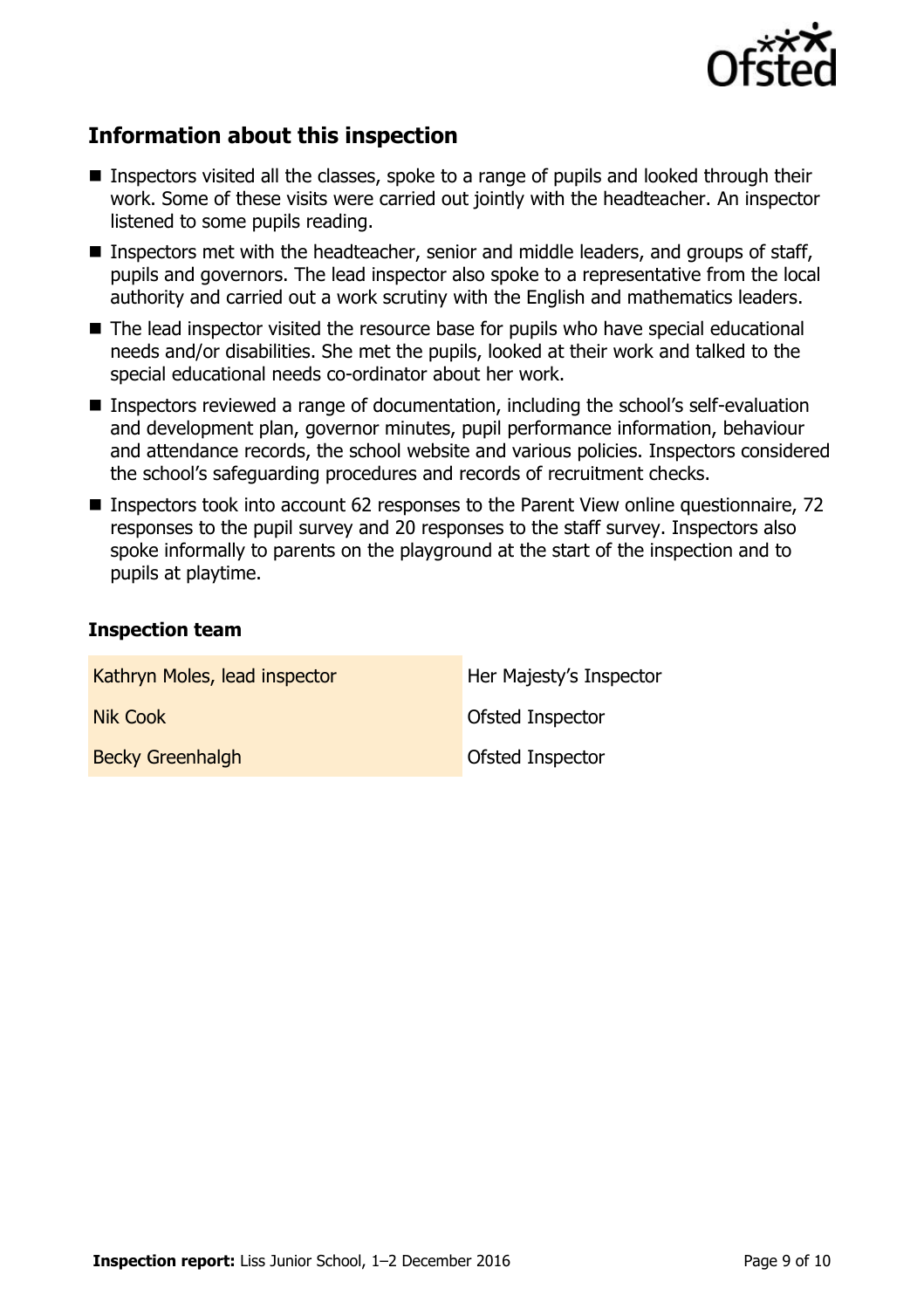## Information about this inspection

- Inspectors visited all the classes, spoke to a range of pupils and looked through their work. Some of these visits were carried out jointly with the headteacher. An inspector listened to some pupils reading.
- Inspectors met with the headteacher, senior and middle leaders, and groups of staff, pupils and governors. The lead inspector also spoke to a representative from the local authority and carried out a work scrutiny with the English and mathematics leaders.
- The lead inspector visited the resource base for pupils who have special educational needs and/or disabilities. She met the pupils, looked at their work and talked to the special educational needs co-ordinator about her work.
- Inspectors reviewed a range of documentation, including the school's self-evaluation and development plan, governor minutes, pupil performance information, behaviour and attendance records, the school website and various policies. Inspectors considered the school's safeguarding procedures and records of recruitment checks.
- Inspectors took into account 62 responses to the Parent View online questionnaire, 72 responses to the pupil survey and 20 responses to the staff survey. Inspectors also spoke informally to parents on the playground at the start of the inspection and to pupils at playtime.

### Inspection team

| | |
|---|---|
| Kathryn Moles, lead inspector | Her Majesty's Inspector |
| Nik Cook | Ofsted Inspector |
| Becky Greenhalgh | Ofsted Inspector |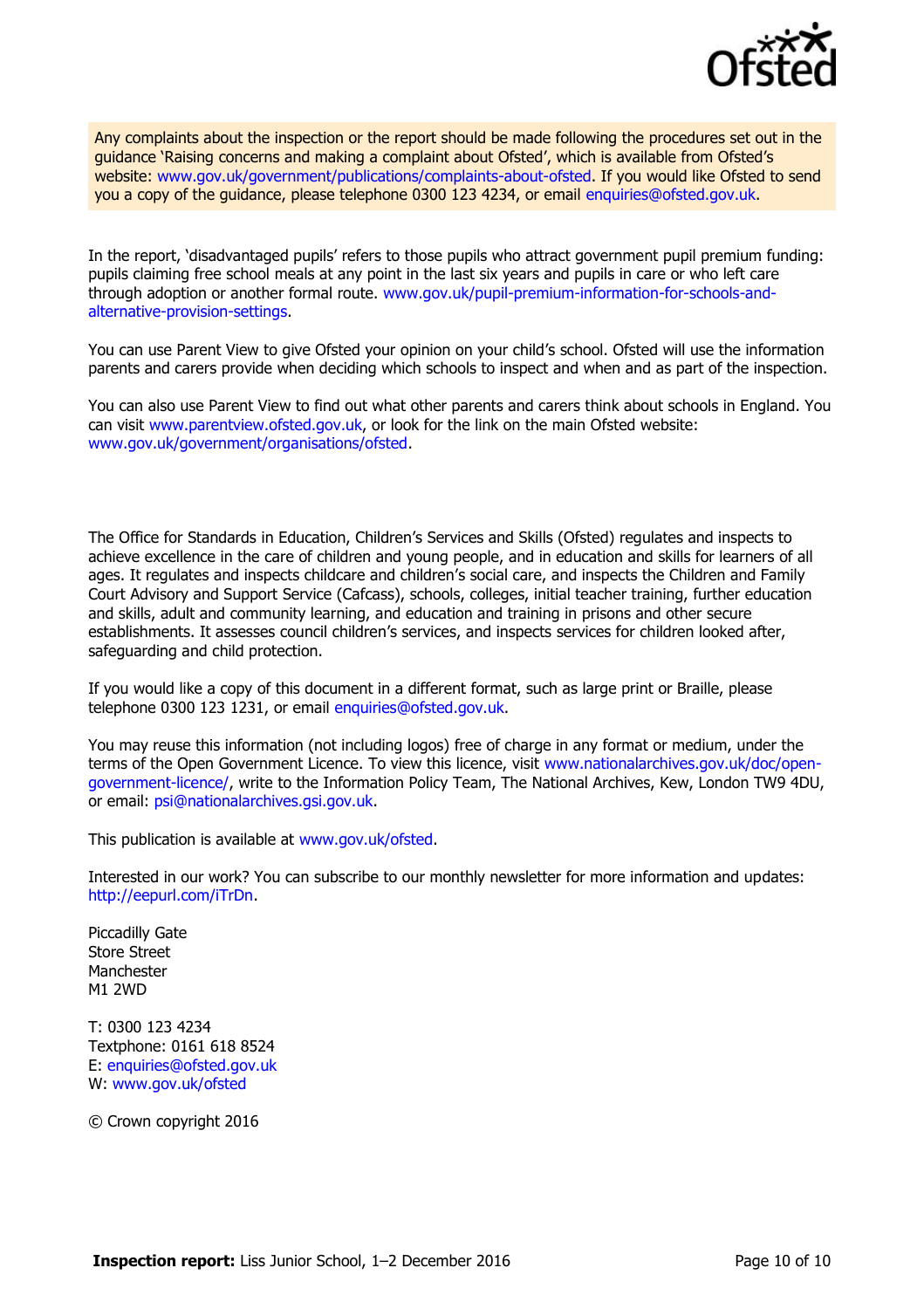Any complaints about the inspection or the report should be made following the procedures set out in the guidance 'Raising concerns and making a complaint about Ofsted', which is available from Ofsted's website: www.gov.uk/government/publications/complaints-about-ofsted. If you would like Ofsted to send you a copy of the guidance, please telephone 0300 123 4234, or email enquiries@ofsted.gov.uk.

In the report, 'disadvantaged pupils' refers to those pupils who attract government pupil premium funding: pupils claiming free school meals at any point in the last six years and pupils in care or who left care through adoption or another formal route. www.gov.uk/pupil-premium-information-for-schools-and-alternative-provision-settings.

You can use Parent View to give Ofsted your opinion on your child's school. Ofsted will use the information parents and carers provide when deciding which schools to inspect and when and as part of the inspection.

You can also use Parent View to find out what other parents and carers think about schools in England. You can visit www.parentview.ofsted.gov.uk, or look for the link on the main Ofsted website: www.gov.uk/government/organisations/ofsted.

The Office for Standards in Education, Children's Services and Skills (Ofsted) regulates and inspects to achieve excellence in the care of children and young people, and in education and skills for learners of all ages. It regulates and inspects childcare and children's social care, and inspects the Children and Family Court Advisory and Support Service (Cafcass), schools, colleges, initial teacher training, further education and skills, adult and community learning, and education and training in prisons and other secure establishments. It assesses council children's services, and inspects services for children looked after, safeguarding and child protection.

If you would like a copy of this document in a different format, such as large print or Braille, please telephone 0300 123 1231, or email enquiries@ofsted.gov.uk.

You may reuse this information (not including logos) free of charge in any format or medium, under the terms of the Open Government Licence. To view this licence, visit www.nationalarchives.gov.uk/doc/open-government-licence/, write to the Information Policy Team, The National Archives, Kew, London TW9 4DU, or email: psi@nationalarchives.gsi.gov.uk.

This publication is available at www.gov.uk/ofsted.

Interested in our work? You can subscribe to our monthly newsletter for more information and updates: http://eepurl.com/iTrDn.

Piccadilly Gate
Store Street
Manchester
M1 2WD

T: 0300 123 4234
Textphone: 0161 618 8524
E: enquiries@ofsted.gov.uk
W: www.gov.uk/ofsted

© Crown copyright 2016